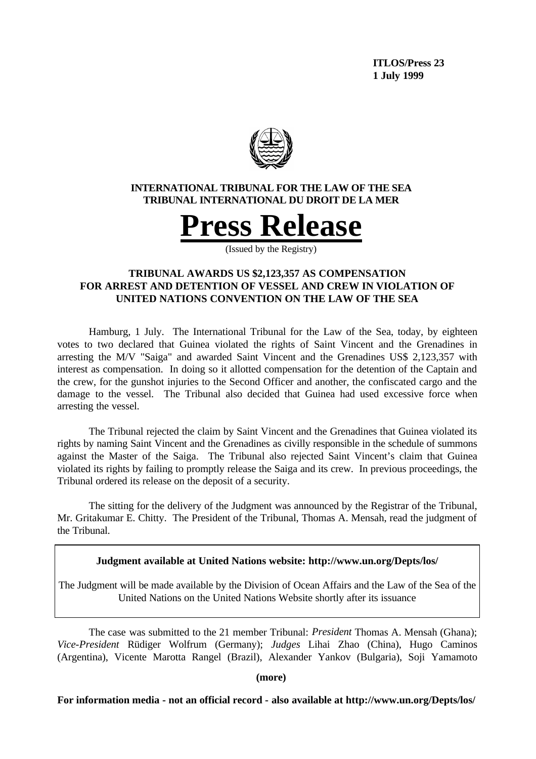**ITLOS/Press 23**
**1 July 1999**

**INTERNATIONAL TRIBUNAL FOR THE LAW OF THE SEA**
**TRIBUNAL INTERNATIONAL DU DROIT DE LA MER**

# Press Release

(Issued by the Registry)

## TRIBUNAL AWARDS US $2,123,357 AS COMPENSATION FOR ARREST AND DETENTION OF VESSEL AND CREW IN VIOLATION OF UNITED NATIONS CONVENTION ON THE LAW OF THE SEA

Hamburg, 1 July. The International Tribunal for the Law of the Sea, today, by eighteen votes to two declared that Guinea violated the rights of Saint Vincent and the Grenadines in arresting the M/V "Saiga" and awarded Saint Vincent and the Grenadines US$ 2,123,357 with interest as compensation. In doing so it allotted compensation for the detention of the Captain and the crew, for the gunshot injuries to the Second Officer and another, the confiscated cargo and the damage to the vessel. The Tribunal also decided that Guinea had used excessive force when arresting the vessel.

The Tribunal rejected the claim by Saint Vincent and the Grenadines that Guinea violated its rights by naming Saint Vincent and the Grenadines as civilly responsible in the schedule of summons against the Master of the Saiga. The Tribunal also rejected Saint Vincent's claim that Guinea violated its rights by failing to promptly release the Saiga and its crew. In previous proceedings, the Tribunal ordered its release on the deposit of a security.

The sitting for the delivery of the Judgment was announced by the Registrar of the Tribunal, Mr. Gritakumar E. Chitty. The President of the Tribunal, Thomas A. Mensah, read the judgment of the Tribunal.

**Judgment available at United Nations website: http://www.un.org/Depts/los/**

The Judgment will be made available by the Division of Ocean Affairs and the Law of the Sea of the United Nations on the United Nations Website shortly after its issuance

The case was submitted to the 21 member Tribunal: *President* Thomas A. Mensah (Ghana); *Vice-President* Rüdiger Wolfrum (Germany); *Judges* Lihai Zhao (China), Hugo Caminos (Argentina), Vicente Marotta Rangel (Brazil), Alexander Yankov (Bulgaria), Soji Yamamoto

**(more)**

**For information media - not an official record - also available at http://www.un.org/Depts/los/**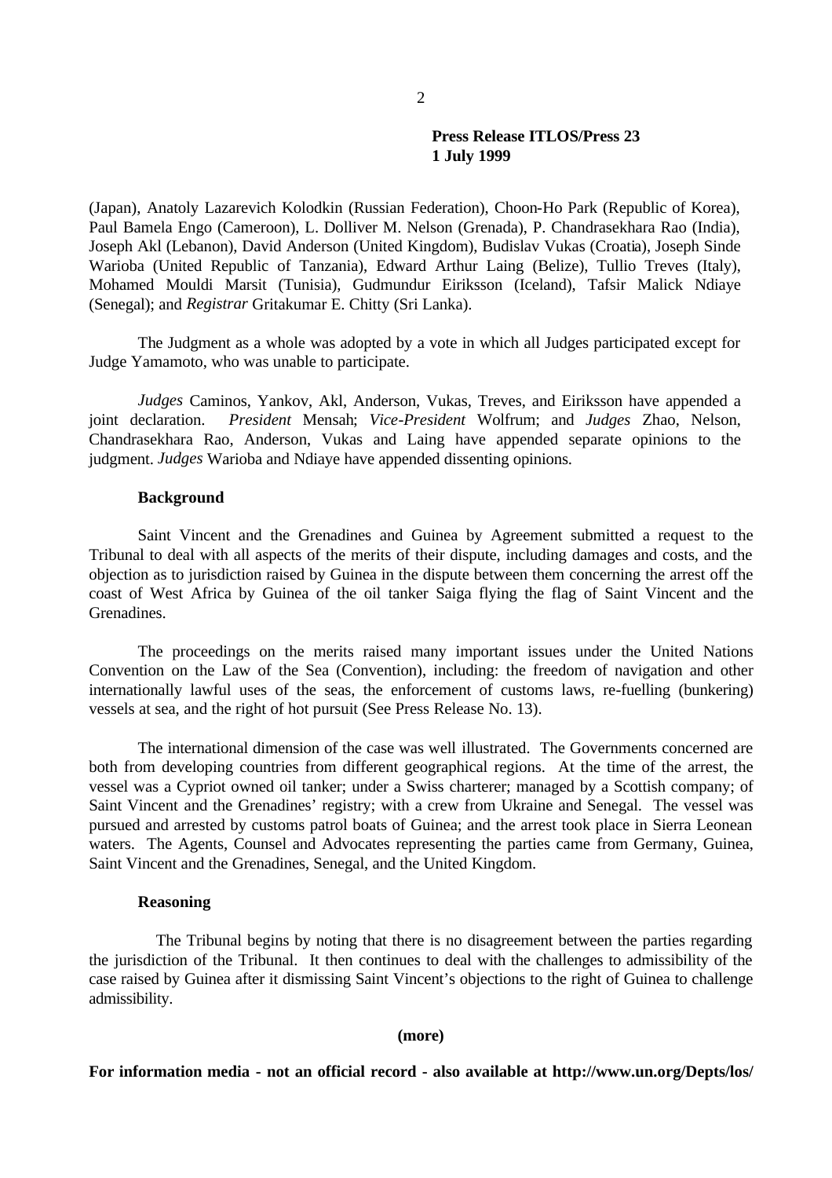**Press Release ITLOS/Press 23**
**1 July 1999**

(Japan), Anatoly Lazarevich Kolodkin (Russian Federation), Choon-Ho Park (Republic of Korea), Paul Bamela Engo (Cameroon), L. Dolliver M. Nelson (Grenada), P. Chandrasekhara Rao (India), Joseph Akl (Lebanon), David Anderson (United Kingdom), Budislav Vukas (Croatia), Joseph Sinde Warioba (United Republic of Tanzania), Edward Arthur Laing (Belize), Tullio Treves (Italy), Mohamed Mouldi Marsit (Tunisia), Gudmundur Eiriksson (Iceland), Tafsir Malick Ndiaye (Senegal); and *Registrar* Gritakumar E. Chitty (Sri Lanka).

The Judgment as a whole was adopted by a vote in which all Judges participated except for Judge Yamamoto, who was unable to participate.

*Judges* Caminos, Yankov, Akl, Anderson, Vukas, Treves, and Eiriksson have appended a joint declaration. *President* Mensah; *Vice-President* Wolfrum; and *Judges* Zhao, Nelson, Chandrasekhara Rao, Anderson, Vukas and Laing have appended separate opinions to the judgment. *Judges* Warioba and Ndiaye have appended dissenting opinions.

**Background**

Saint Vincent and the Grenadines and Guinea by Agreement submitted a request to the Tribunal to deal with all aspects of the merits of their dispute, including damages and costs, and the objection as to jurisdiction raised by Guinea in the dispute between them concerning the arrest off the coast of West Africa by Guinea of the oil tanker Saiga flying the flag of Saint Vincent and the Grenadines.

The proceedings on the merits raised many important issues under the United Nations Convention on the Law of the Sea (Convention), including: the freedom of navigation and other internationally lawful uses of the seas, the enforcement of customs laws, re-fuelling (bunkering) vessels at sea, and the right of hot pursuit (See Press Release No. 13).

The international dimension of the case was well illustrated. The Governments concerned are both from developing countries from different geographical regions. At the time of the arrest, the vessel was a Cypriot owned oil tanker; under a Swiss charterer; managed by a Scottish company; of Saint Vincent and the Grenadines' registry; with a crew from Ukraine and Senegal. The vessel was pursued and arrested by customs patrol boats of Guinea; and the arrest took place in Sierra Leonean waters. The Agents, Counsel and Advocates representing the parties came from Germany, Guinea, Saint Vincent and the Grenadines, Senegal, and the United Kingdom.

**Reasoning**

The Tribunal begins by noting that there is no disagreement between the parties regarding the jurisdiction of the Tribunal. It then continues to deal with the challenges to admissibility of the case raised by Guinea after it dismissing Saint Vincent's objections to the right of Guinea to challenge admissibility.

**(more)**

**For information media - not an official record - also available at http://www.un.org/Depts/los/**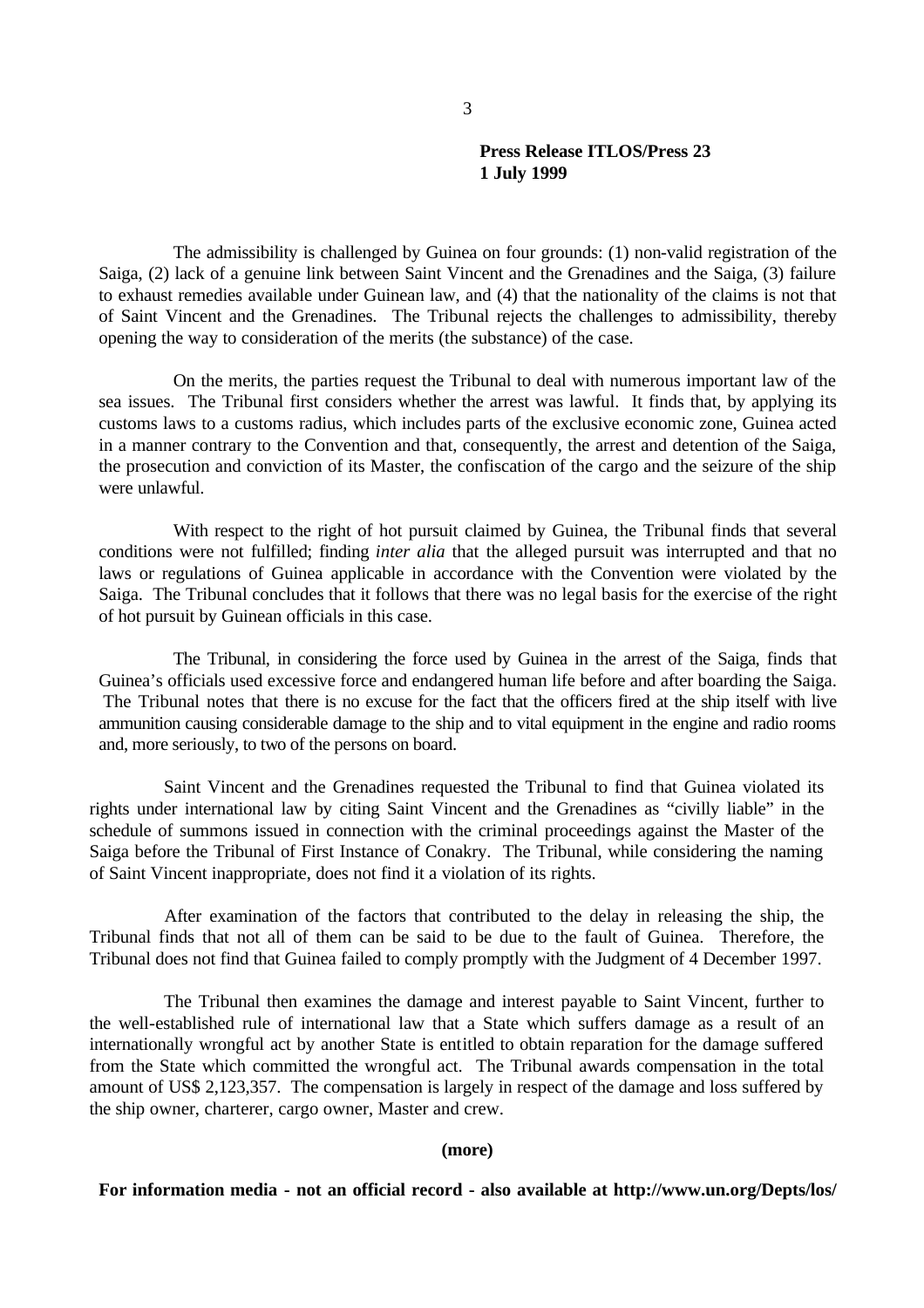**Press Release ITLOS/Press 23**
**1 July 1999**

The admissibility is challenged by Guinea on four grounds: (1) non-valid registration of the Saiga, (2) lack of a genuine link between Saint Vincent and the Grenadines and the Saiga, (3) failure to exhaust remedies available under Guinean law, and (4) that the nationality of the claims is not that of Saint Vincent and the Grenadines. The Tribunal rejects the challenges to admissibility, thereby opening the way to consideration of the merits (the substance) of the case.

On the merits, the parties request the Tribunal to deal with numerous important law of the sea issues. The Tribunal first considers whether the arrest was lawful. It finds that, by applying its customs laws to a customs radius, which includes parts of the exclusive economic zone, Guinea acted in a manner contrary to the Convention and that, consequently, the arrest and detention of the Saiga, the prosecution and conviction of its Master, the confiscation of the cargo and the seizure of the ship were unlawful.

With respect to the right of hot pursuit claimed by Guinea, the Tribunal finds that several conditions were not fulfilled; finding *inter alia* that the alleged pursuit was interrupted and that no laws or regulations of Guinea applicable in accordance with the Convention were violated by the Saiga. The Tribunal concludes that it follows that there was no legal basis for the exercise of the right of hot pursuit by Guinean officials in this case.

The Tribunal, in considering the force used by Guinea in the arrest of the Saiga, finds that Guinea's officials used excessive force and endangered human life before and after boarding the Saiga. The Tribunal notes that there is no excuse for the fact that the officers fired at the ship itself with live ammunition causing considerable damage to the ship and to vital equipment in the engine and radio rooms and, more seriously, to two of the persons on board.

Saint Vincent and the Grenadines requested the Tribunal to find that Guinea violated its rights under international law by citing Saint Vincent and the Grenadines as "civilly liable" in the schedule of summons issued in connection with the criminal proceedings against the Master of the Saiga before the Tribunal of First Instance of Conakry. The Tribunal, while considering the naming of Saint Vincent inappropriate, does not find it a violation of its rights.

After examination of the factors that contributed to the delay in releasing the ship, the Tribunal finds that not all of them can be said to be due to the fault of Guinea. Therefore, the Tribunal does not find that Guinea failed to comply promptly with the Judgment of 4 December 1997.

The Tribunal then examines the damage and interest payable to Saint Vincent, further to the well-established rule of international law that a State which suffers damage as a result of an internationally wrongful act by another State is entitled to obtain reparation for the damage suffered from the State which committed the wrongful act. The Tribunal awards compensation in the total amount of US$ 2,123,357. The compensation is largely in respect of the damage and loss suffered by the ship owner, charterer, cargo owner, Master and crew.

**(more)**

**For information media - not an official record - also available at http://www.un.org/Depts/los/**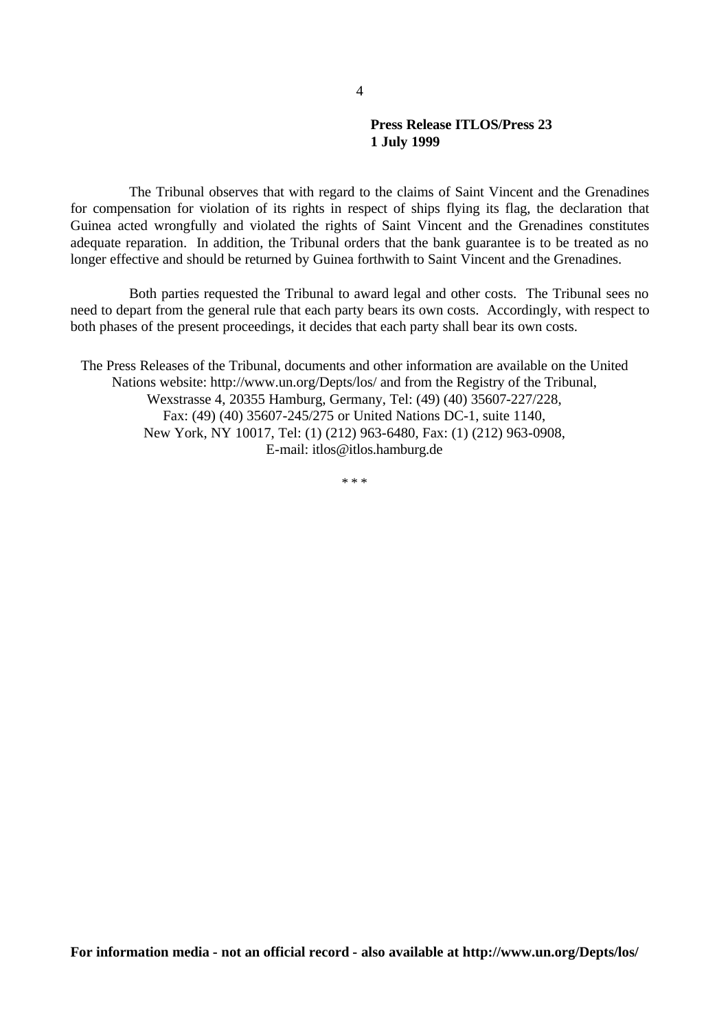**Press Release ITLOS/Press 23**
**1 July 1999**

The Tribunal observes that with regard to the claims of Saint Vincent and the Grenadines for compensation for violation of its rights in respect of ships flying its flag, the declaration that Guinea acted wrongfully and violated the rights of Saint Vincent and the Grenadines constitutes adequate reparation. In addition, the Tribunal orders that the bank guarantee is to be treated as no longer effective and should be returned by Guinea forthwith to Saint Vincent and the Grenadines.

Both parties requested the Tribunal to award legal and other costs. The Tribunal sees no need to depart from the general rule that each party bears its own costs. Accordingly, with respect to both phases of the present proceedings, it decides that each party shall bear its own costs.

The Press Releases of the Tribunal, documents and other information are available on the United Nations website: http://www.un.org/Depts/los/ and from the Registry of the Tribunal, Wexstrasse 4, 20355 Hamburg, Germany, Tel: (49) (40) 35607-227/228, Fax: (49) (40) 35607-245/275 or United Nations DC-1, suite 1140, New York, NY 10017, Tel: (1) (212) 963-6480, Fax: (1) (212) 963-0908, E-mail: itlos@itlos.hamburg.de

* * *

**For information media - not an official record - also available at http://www.un.org/Depts/los/**